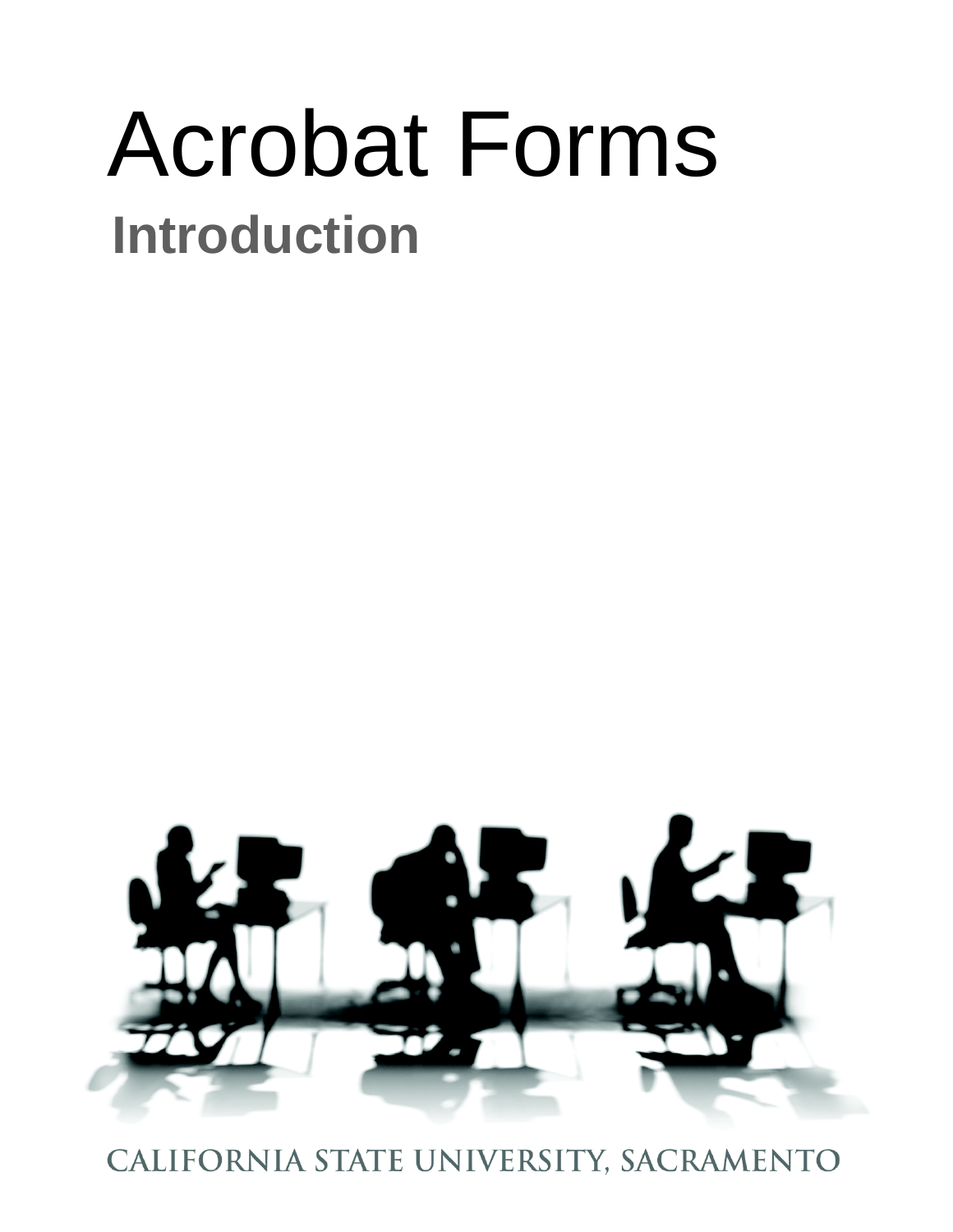# Acrobat Forms

## Introduction

CALIFORNIA STATE UNIVERSITY, SACRAMENTO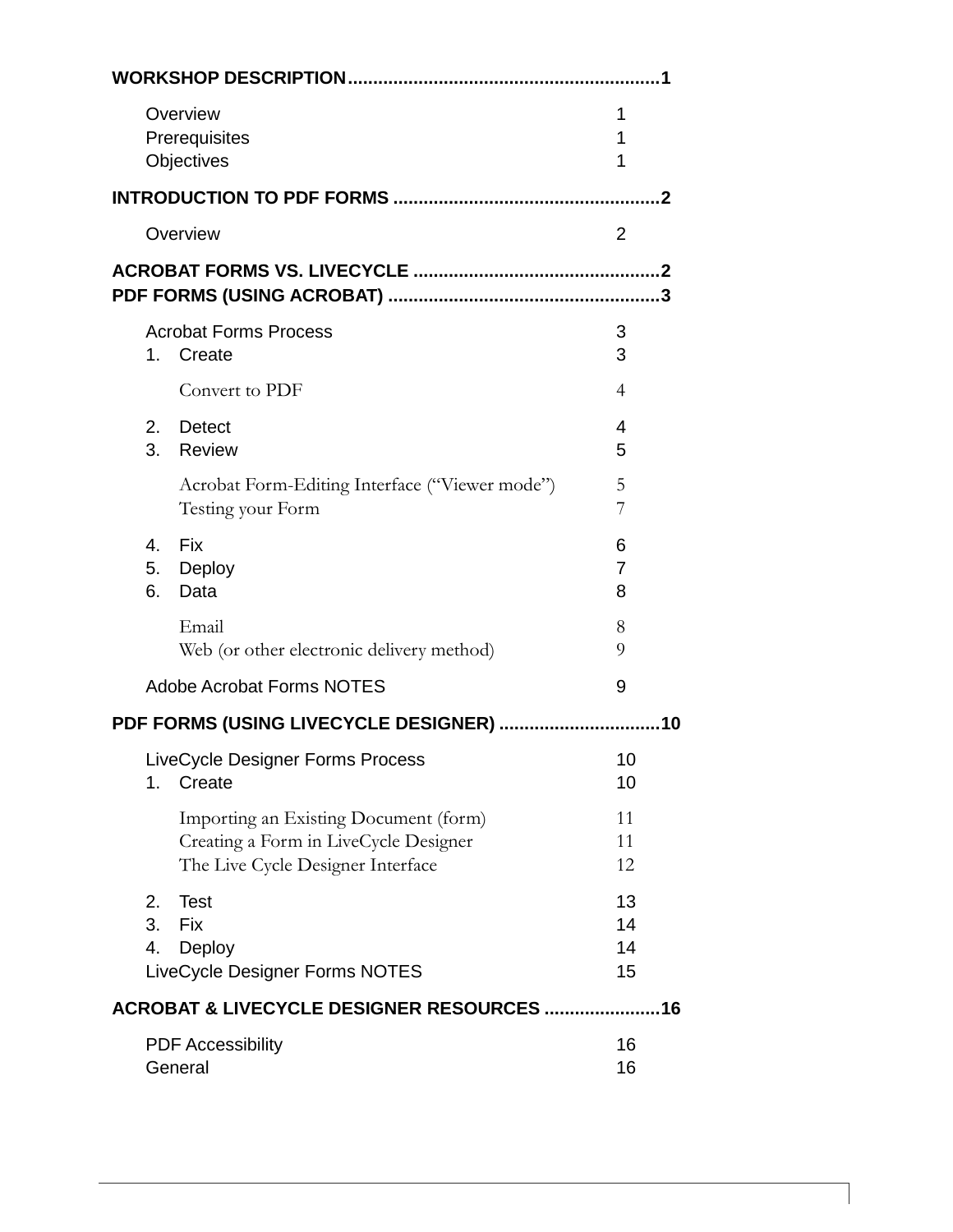**WORKSHOP DESCRIPTION............................................................1**

- Overview 1
- Prerequisites 1
- Objectives 1

**INTRODUCTION TO PDF FORMS ....................................................2**

- Overview 2

**ACROBAT FORMS VS. LIVECYCLE ................................................2**

**PDF FORMS (USING ACROBAT) .....................................................3**

- Acrobat Forms Process 3
1. Create 3
    - Convert to PDF 4
2. Detect 4
3. Review 5
    - Acrobat Form-Editing Interface ("Viewer mode") 5
    - Testing your Form 7
4. Fix 6
5. Deploy 7
6. Data 8
    - Email 8
    - Web (or other electronic delivery method) 9
- Adobe Acrobat Forms NOTES 9

**PDF FORMS (USING LIVECYCLE DESIGNER) ...............................10**

- LiveCycle Designer Forms Process 10
1. Create 10
    - Importing an Existing Document (form) 11
    - Creating a Form in LiveCycle Designer 11
    - The Live Cycle Designer Interface 12
2. Test 13
3. Fix 14
4. Deploy 14
- LiveCycle Designer Forms NOTES 15

**ACROBAT & LIVECYCLE DESIGNER RESOURCES .......................16**

- PDF Accessibility 16
- General 16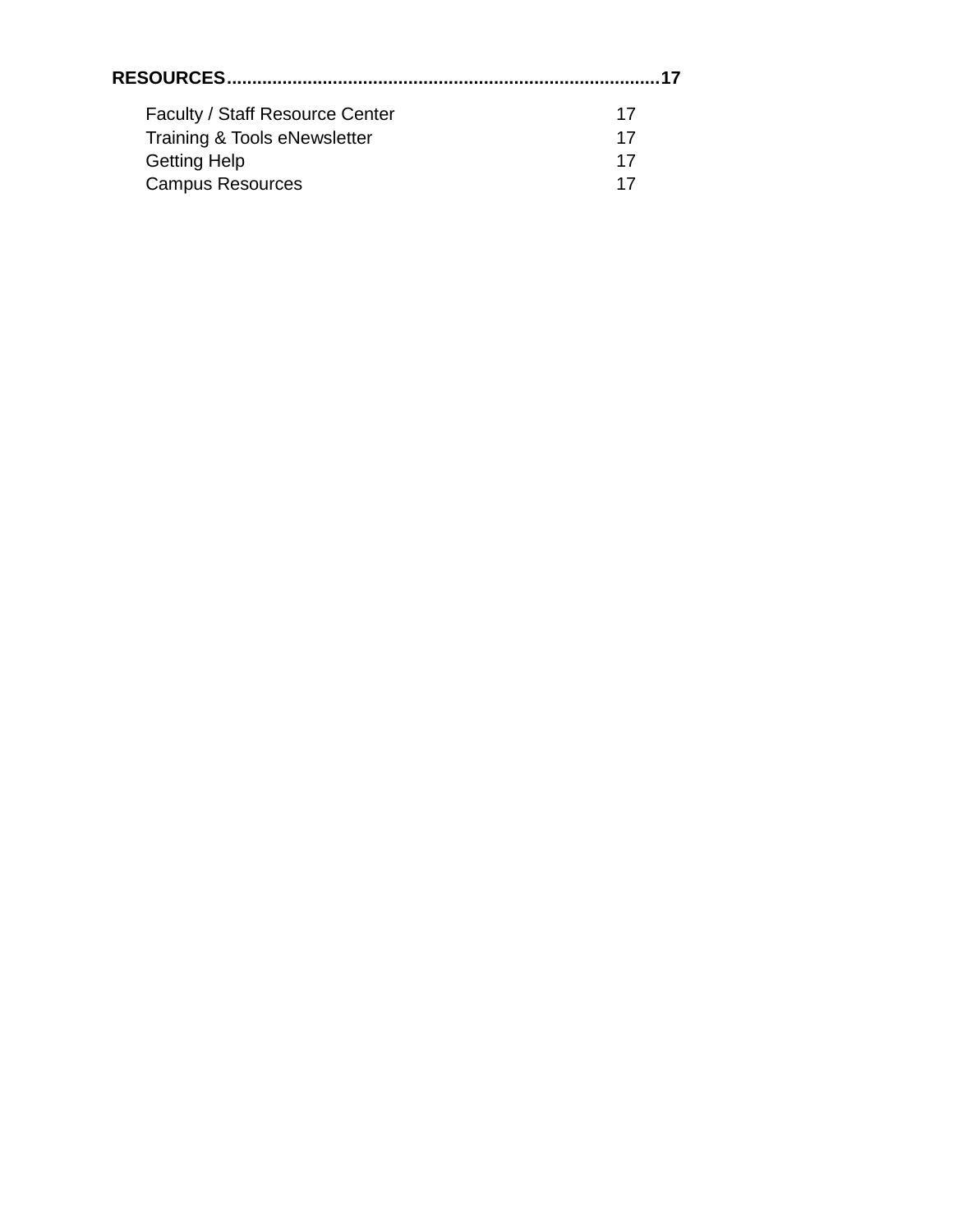**RESOURCES......................................................................................17**

Faculty / Staff Resource Center 17
Training & Tools eNewsletter 17
Getting Help 17
Campus Resources 17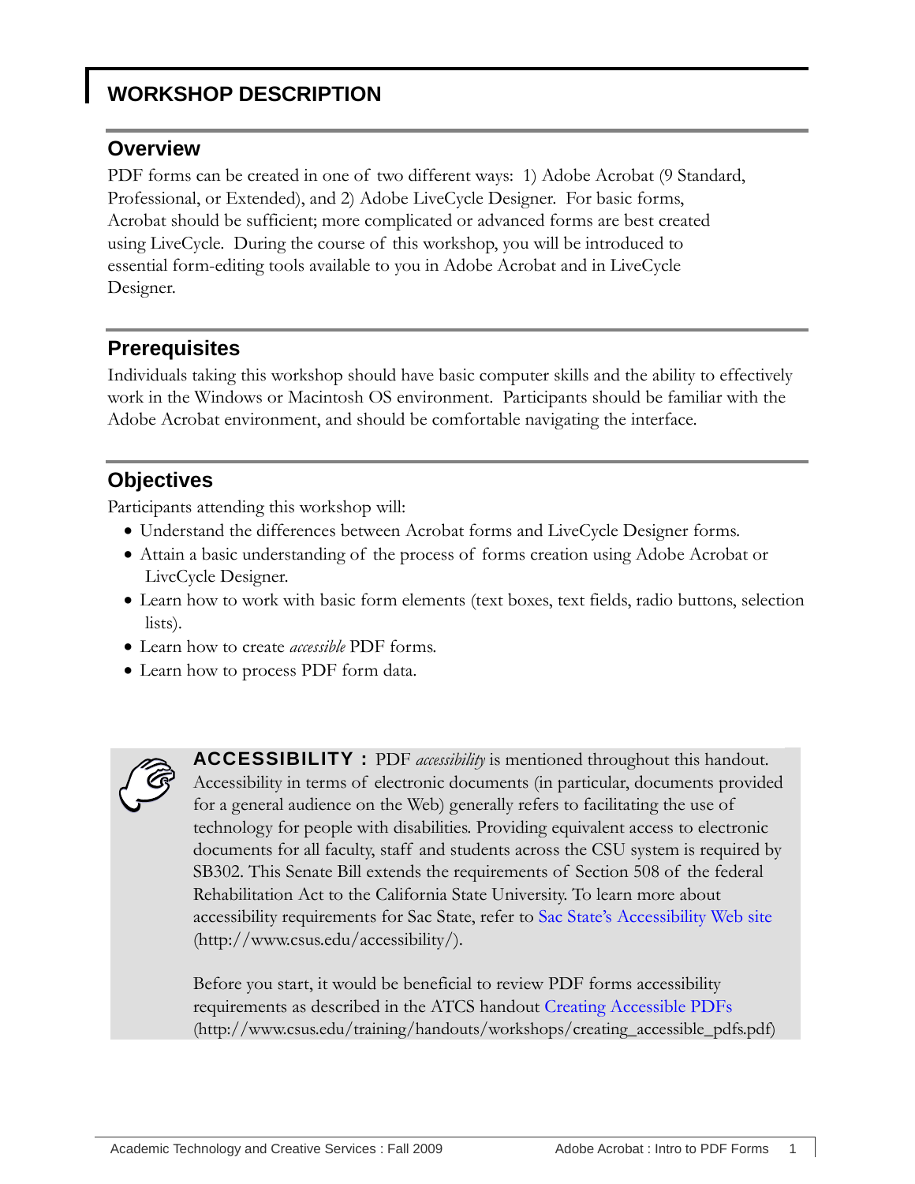# WORKSHOP DESCRIPTION

## Overview

PDF forms can be created in one of two different ways: 1) Adobe Acrobat (9 Standard, Professional, or Extended), and 2) Adobe LiveCycle Designer. For basic forms, Acrobat should be sufficient; more complicated or advanced forms are best created using LiveCycle. During the course of this workshop, you will be introduced to essential form-editing tools available to you in Adobe Acrobat and in LiveCycle Designer.

## Prerequisites

Individuals taking this workshop should have basic computer skills and the ability to effectively work in the Windows or Macintosh OS environment. Participants should be familiar with the Adobe Acrobat environment, and should be comfortable navigating the interface.

## Objectives

Participants attending this workshop will:

- Understand the differences between Acrobat forms and LiveCycle Designer forms.
- Attain a basic understanding of the process of forms creation using Adobe Acrobat or LivcCycle Designer.
- Learn how to work with basic form elements (text boxes, text fields, radio buttons, selection lists).
- Learn how to create *accessible* PDF forms.
- Learn how to process PDF form data.

**ACCESSIBILITY :** PDF *accessibility* is mentioned throughout this handout. Accessibility in terms of electronic documents (in particular, documents provided for a general audience on the Web) generally refers to facilitating the use of technology for people with disabilities. Providing equivalent access to electronic documents for all faculty, staff and students across the CSU system is required by SB302. This Senate Bill extends the requirements of Section 508 of the federal Rehabilitation Act to the California State University. To learn more about accessibility requirements for Sac State, refer to Sac State's Accessibility Web site (http://www.csus.edu/accessibility/).

Before you start, it would be beneficial to review PDF forms accessibility requirements as described in the ATCS handout Creating Accessible PDFs (http://www.csus.edu/training/handouts/workshops/creating_accessible_pdfs.pdf)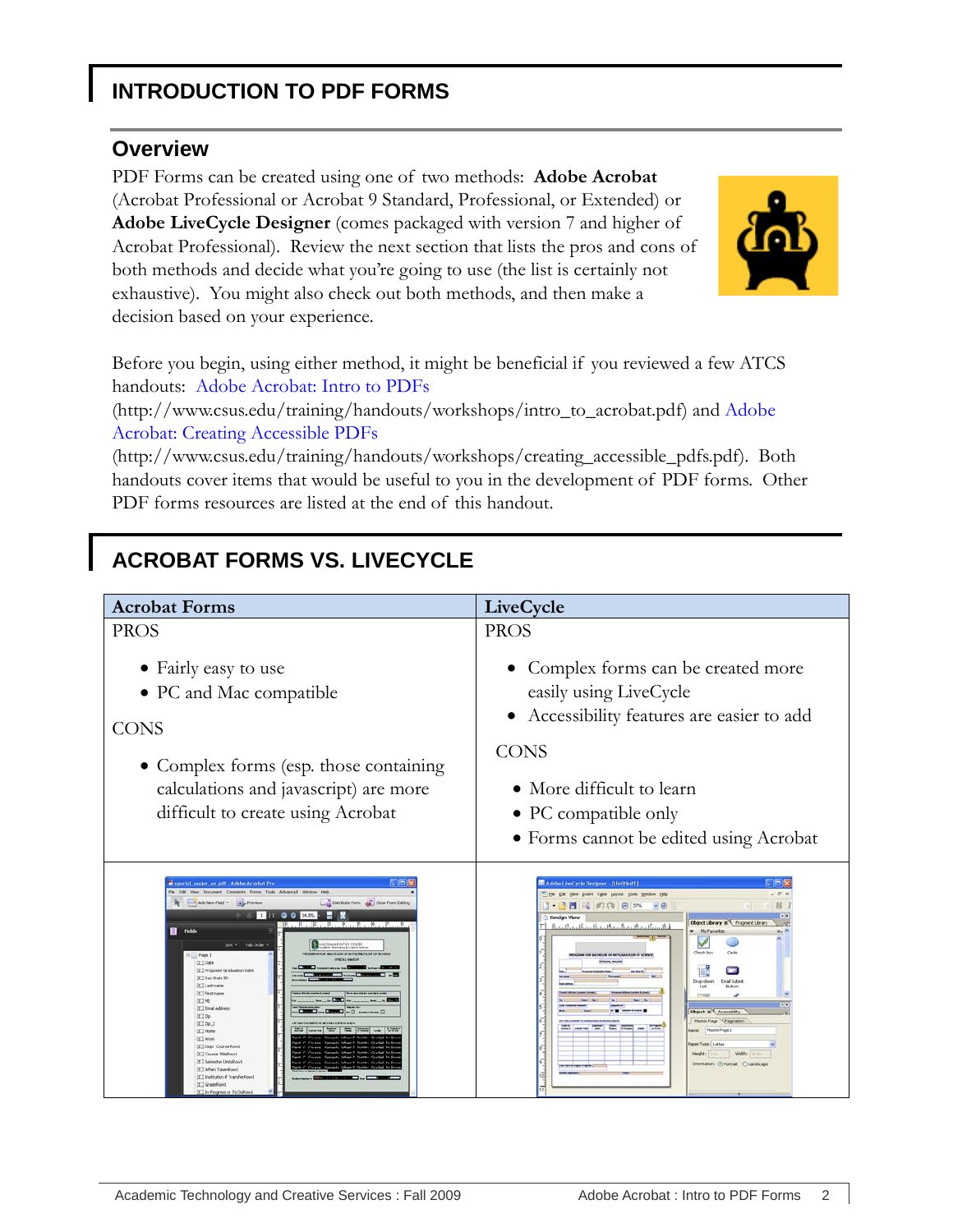# INTRODUCTION TO PDF FORMS

## Overview

PDF Forms can be created using one of two methods: **Adobe Acrobat** (Acrobat Professional or Acrobat 9 Standard, Professional, or Extended) or **Adobe LiveCycle Designer** (comes packaged with version 7 and higher of Acrobat Professional). Review the next section that lists the pros and cons of both methods and decide what you're going to use (the list is certainly not exhaustive). You might also check out both methods, and then make a decision based on your experience.

Before you begin, using either method, it might be beneficial if you reviewed a few ATCS handouts: Adobe Acrobat: Intro to PDFs (http://www.csus.edu/training/handouts/workshops/intro_to_acrobat.pdf) and Adobe Acrobat: Creating Accessible PDFs (http://www.csus.edu/training/handouts/workshops/creating_accessible_pdfs.pdf). Both handouts cover items that would be useful to you in the development of PDF forms. Other PDF forms resources are listed at the end of this handout.

# ACROBAT FORMS VS. LIVECYCLE

| Acrobat Forms | LiveCycle |
|---|---|
| PROS<br>• Fairly easy to use<br>• PC and Mac compatible<br>CONS<br>• Complex forms (esp. those containing calculations and javascript) are more difficult to create using Acrobat | PROS<br>• Complex forms can be created more easily using LiveCycle<br>• Accessibility features are easier to add<br>CONS<br>• More difficult to learn<br>• PC compatible only<br>• Forms cannot be edited using Acrobat |
| | |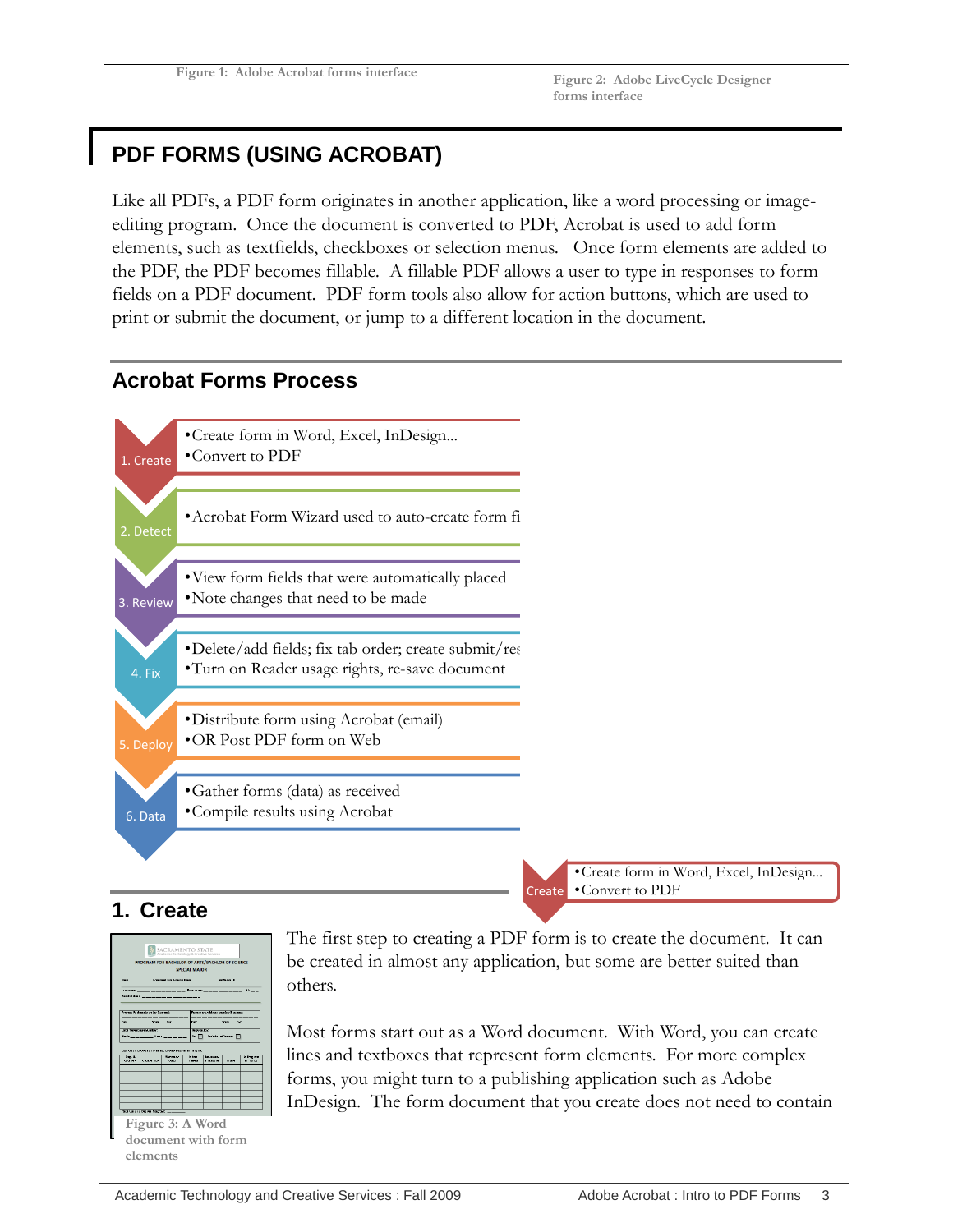Figure 1: Adobe Acrobat forms interface

Figure 2: Adobe LiveCycle Designer forms interface

# PDF FORMS (USING ACROBAT)

Like all PDFs, a PDF form originates in another application, like a word processing or image-editing program. Once the document is converted to PDF, Acrobat is used to add form elements, such as textfields, checkboxes or selection menus. Once form elements are added to the PDF, the PDF becomes fillable. A fillable PDF allows a user to type in responses to form fields on a PDF document. PDF form tools also allow for action buttons, which are used to print or submit the document, or jump to a different location in the document.

## Acrobat Forms Process

1. Create
   - Create form in Word, Excel, InDesign…
   - Convert to PDF
2. Detect
   - Acrobat Form Wizard used to auto-create form fi
3. Review
   - View form fields that were automatically placed
   - Note changes that need to be made
4. Fix
   - Delete/add fields; fix tab order; create submit/res
   - Turn on Reader usage rights, re-save document
5. Deploy
   - Distribute form using Acrobat (email)
   - OR Post PDF form on Web
6. Data
   - Gather forms (data) as received
   - Compile results using Acrobat

Create
- Create form in Word, Excel, InDesign…
- Convert to PDF

## 1. Create

Figure 3: A Word document with form elements

The first step to creating a PDF form is to create the document. It can be created in almost any application, but some are better suited than others.

Most forms start out as a Word document. With Word, you can create lines and textboxes that represent form elements. For more complex forms, you might turn to a publishing application such as Adobe InDesign. The form document that you create does not need to contain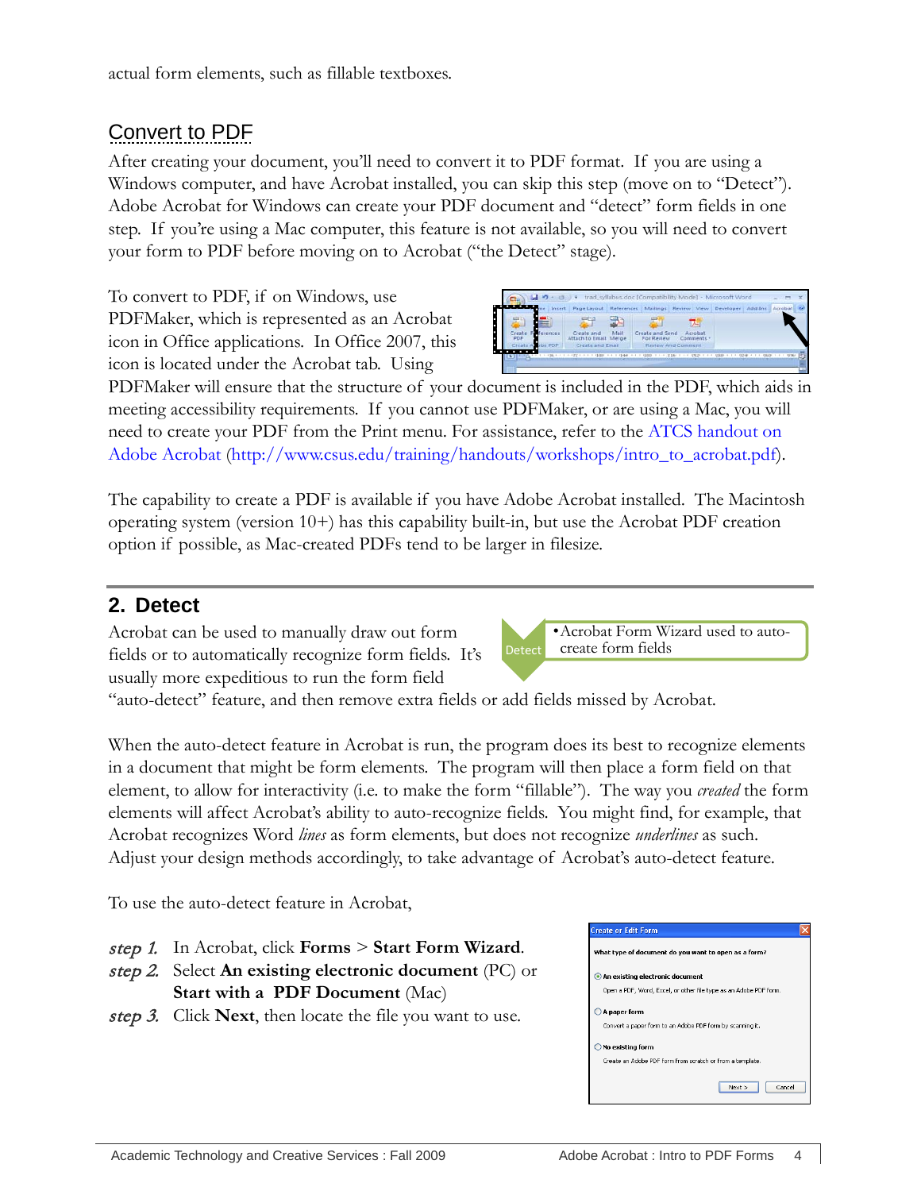actual form elements, such as fillable textboxes.

### Convert to PDF

After creating your document, you'll need to convert it to PDF format. If you are using a Windows computer, and have Acrobat installed, you can skip this step (move on to "Detect"). Adobe Acrobat for Windows can create your PDF document and "detect" form fields in one step. If you're using a Mac computer, this feature is not available, so you will need to convert your form to PDF before moving on to Acrobat ("the Detect" stage).

To convert to PDF, if on Windows, use PDFMaker, which is represented as an Acrobat icon in Office applications. In Office 2007, this icon is located under the Acrobat tab. Using PDFMaker will ensure that the structure of your document is included in the PDF, which aids in meeting accessibility requirements. If you cannot use PDFMaker, or are using a Mac, you will need to create your PDF from the Print menu. For assistance, refer to the ATCS handout on Adobe Acrobat (http://www.csus.edu/training/handouts/workshops/intro_to_acrobat.pdf).

The capability to create a PDF is available if you have Adobe Acrobat installed. The Macintosh operating system (version 10+) has this capability built-in, but use the Acrobat PDF creation option if possible, as Mac-created PDFs tend to be larger in filesize.

## 2. Detect

Detect
- Acrobat Form Wizard used to auto-create form fields

Acrobat can be used to manually draw out form fields or to automatically recognize form fields. It's usually more expeditious to run the form field "auto-detect" feature, and then remove extra fields or add fields missed by Acrobat.

When the auto-detect feature in Acrobat is run, the program does its best to recognize elements in a document that might be form elements. The program will then place a form field on that element, to allow for interactivity (i.e. to make the form "fillable"). The way you *created* the form elements will affect Acrobat's ability to auto-recognize fields. You might find, for example, that Acrobat recognizes Word *lines* as form elements, but does not recognize *underlines* as such. Adjust your design methods accordingly, to take advantage of Acrobat's auto-detect feature.

To use the auto-detect feature in Acrobat,

*step 1.* In Acrobat, click **Forms** > **Start Form Wizard**.

*step 2.* Select **An existing electronic document** (PC) or **Start with a PDF Document** (Mac)

*step 3.* Click **Next**, then locate the file you want to use.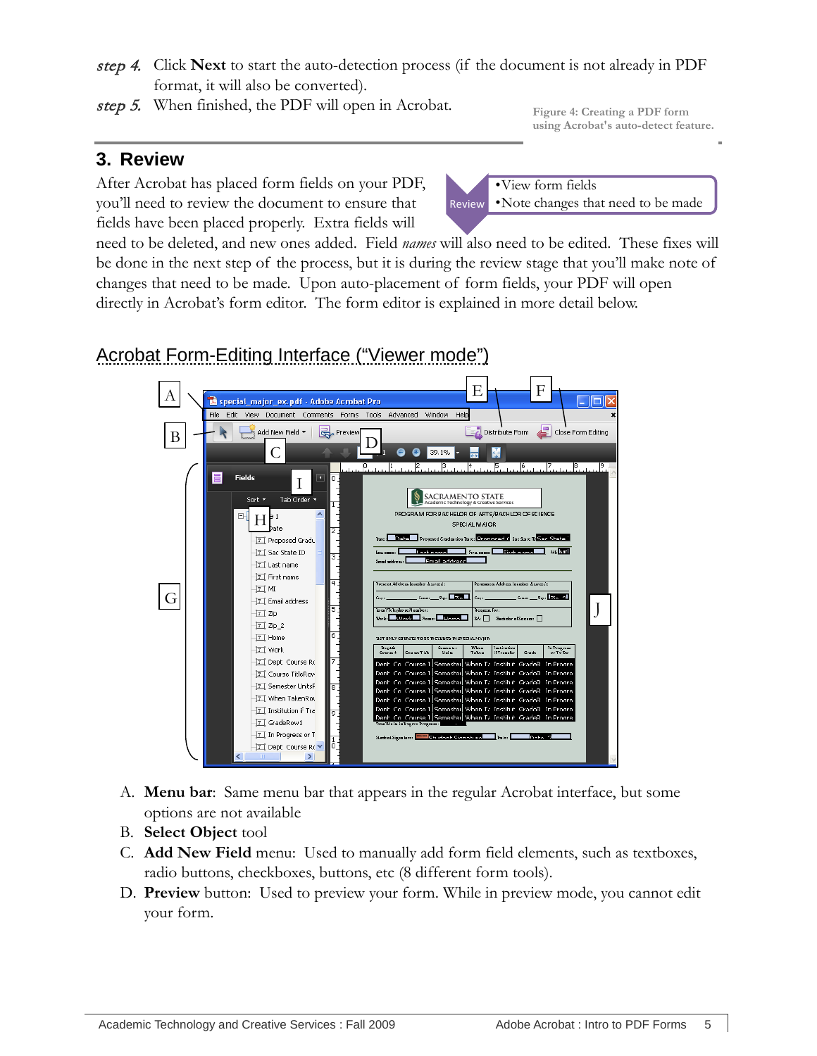*step 4.* Click **Next** to start the auto-detection process (if the document is not already in PDF format, it will also be converted).

*step 5.* When finished, the PDF will open in Acrobat.

Figure 4: Creating a PDF form using Acrobat's auto-detect feature.

## 3. Review

Review
- •View form fields
- •Note changes that need to be made

After Acrobat has placed form fields on your PDF, you'll need to review the document to ensure that fields have been placed properly. Extra fields will need to be deleted, and new ones added. Field *names* will also need to be edited. These fixes will be done in the next step of the process, but it is during the review stage that you'll make note of changes that need to be made. Upon auto-placement of form fields, your PDF will open directly in Acrobat's form editor. The form editor is explained in more detail below.

### Acrobat Form-Editing Interface ("Viewer mode")

A. **Menu bar**: Same menu bar that appears in the regular Acrobat interface, but some options are not available

B. **Select Object** tool

C. **Add New Field** menu: Used to manually add form field elements, such as textboxes, radio buttons, checkboxes, buttons, etc (8 different form tools).

D. **Preview** button: Used to preview your form. While in preview mode, you cannot edit your form.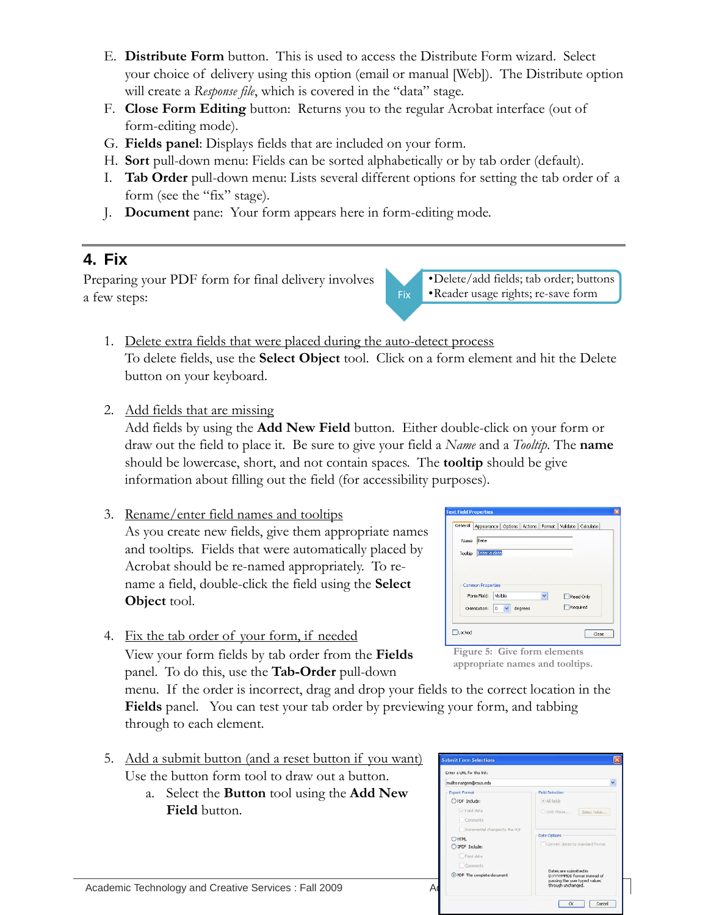E. **Distribute Form** button. This is used to access the Distribute Form wizard. Select your choice of delivery using this option (email or manual [Web]). The Distribute option will create a *Response file*, which is covered in the "data" stage.
F. **Close Form Editing** button: Returns you to the regular Acrobat interface (out of form-editing mode).
G. **Fields panel**: Displays fields that are included on your form.
H. **Sort** pull-down menu: Fields can be sorted alphabetically or by tab order (default).
I. **Tab Order** pull-down menu: Lists several different options for setting the tab order of a form (see the "fix" stage).
J. **Document** pane: Your form appears here in form-editing mode.

## 4. Fix

Preparing your PDF form for final delivery involves a few steps:

Fix
- Delete/add fields; tab order; buttons
- Reader usage rights; re-save form

1. Delete extra fields that were placed during the auto-detect process
   To delete fields, use the **Select Object** tool. Click on a form element and hit the Delete button on your keyboard.

2. Add fields that are missing
   Add fields by using the **Add New Field** button. Either double-click on your form or draw out the field to place it. Be sure to give your field a *Name* and a *Tooltip*. The **name** should be lowercase, short, and not contain spaces. The **tooltip** should be give information about filling out the field (for accessibility purposes).

3. Rename/enter field names and tooltips
   As you create new fields, give them appropriate names and tooltips. Fields that were automatically placed by Acrobat should be re-named appropriately. To re-name a field, double-click the field using the **Select Object** tool.

Figure 5: Give form elements appropriate names and tooltips.

4. Fix the tab order of your form, if needed
   View your form fields by tab order from the **Fields** panel. To do this, use the **Tab-Order** pull-down menu. If the order is incorrect, drag and drop your fields to the correct location in the **Fields** panel. You can test your tab order by previewing your form, and tabbing through to each element.

5. Add a submit button (and a reset button if you want)
   Use the button form tool to draw out a button.
   a. Select the **Button** tool using the **Add New Field** button.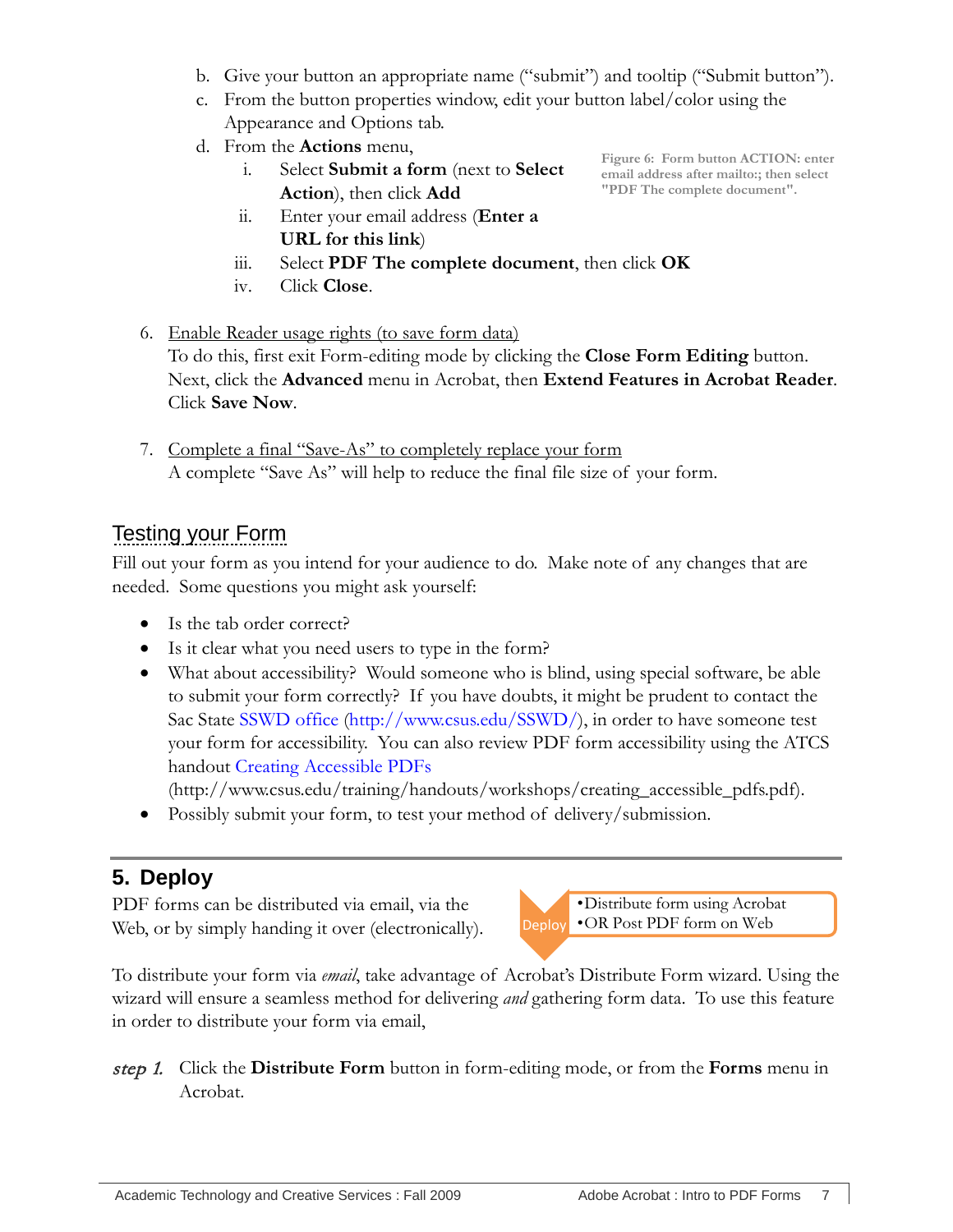b. Give your button an appropriate name ("submit") and tooltip ("Submit button").
   c. From the button properties window, edit your button label/color using the Appearance and Options tab.
   d. From the **Actions** menu,
      i. Select **Submit a form** (next to **Select Action**), then click **Add**
      ii. Enter your email address (**Enter a URL for this link**)
      iii. Select **PDF The complete document**, then click **OK**
      iv. Click **Close**.

Figure 6: Form button ACTION: enter email address after mailto:; then select "PDF The complete document".

6. <u>Enable Reader usage rights (to save form data)</u>
   To do this, first exit Form-editing mode by clicking the **Close Form Editing** button. Next, click the **Advanced** menu in Acrobat, then **Extend Features in Acrobat Reader**. Click **Save Now**.

7. <u>Complete a final "Save-As" to completely replace your form</u>
   A complete "Save As" will help to reduce the final file size of your form.

## Testing your Form

Fill out your form as you intend for your audience to do. Make note of any changes that are needed. Some questions you might ask yourself:

- Is the tab order correct?
- Is it clear what you need users to type in the form?
- What about accessibility? Would someone who is blind, using special software, be able to submit your form correctly? If you have doubts, it might be prudent to contact the Sac State SSWD office (http://www.csus.edu/SSWD/), in order to have someone test your form for accessibility. You can also review PDF form accessibility using the ATCS handout Creating Accessible PDFs (http://www.csus.edu/training/handouts/workshops/creating_accessible_pdfs.pdf).
- Possibly submit your form, to test your method of delivery/submission.

## 5. Deploy

PDF forms can be distributed via email, via the Web, or by simply handing it over (electronically).

Deploy
- Distribute form using Acrobat
- OR Post PDF form on Web

To distribute your form via *email*, take advantage of Acrobat's Distribute Form wizard. Using the wizard will ensure a seamless method for delivering *and* gathering form data. To use this feature in order to distribute your form via email,

*step 1.* Click the **Distribute Form** button in form-editing mode, or from the **Forms** menu in Acrobat.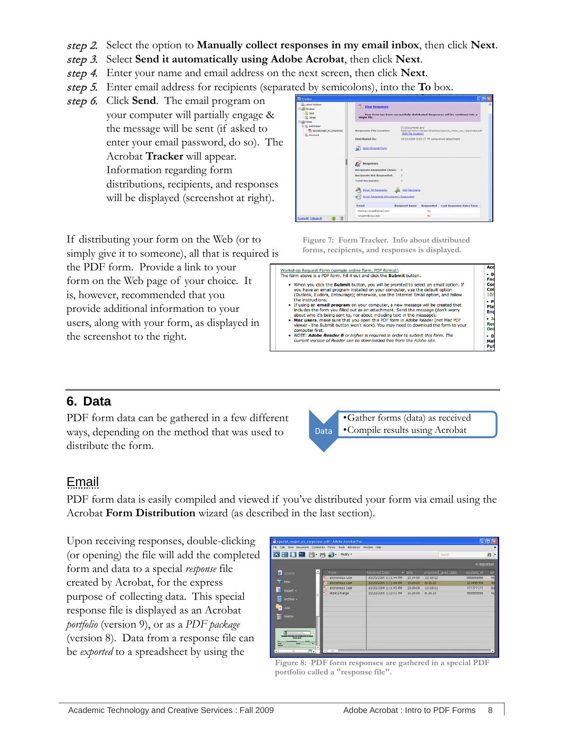*step 2.* Select the option to **Manually collect responses in my email inbox**, then click **Next**.

*step 3.* Select **Send it automatically using Adobe Acrobat**, then click **Next**.

*step 4.* Enter your name and email address on the next screen, then click **Next**.

*step 5.* Enter email address for recipients (separated by semicolons), into the **To** box.

*step 6.* Click **Send**. The email program on your computer will partially engage & the message will be sent (if asked to enter your email password, do so). The Acrobat **Tracker** will appear. Information regarding form distributions, recipients, and responses will be displayed (screenshot at right).

Figure 7: Form Tracker. Info about distributed forms, recipients, and responses is displayed.

If distributing your form on the Web (or to simply give it to someone), all that is required is the PDF form. Provide a link to your form on the Web page of your choice. It is, however, recommended that you provide additional information to your users, along with your form, as displayed in the screenshot to the right.

## 6. Data

PDF form data can be gathered in a few different ways, depending on the method that was used to distribute the form.

Data
- •Gather forms (data) as received
- •Compile results using Acrobat

### Email

PDF form data is easily compiled and viewed if you've distributed your form via email using the Acrobat **Form Distribution** wizard (as described in the last section).

Upon receiving responses, double-clicking (or opening) the file will add the completed form and data to a special *response* file created by Acrobat, for the express purpose of collecting data. This special response file is displayed as an Acrobat *portfolio* (version 9), or as a *PDF package* (version 8). Data from a response file can be *exported* to a spreadsheet by using the

Figure 8: PDF form responses are gathered in a special PDF portfolio called a "response file".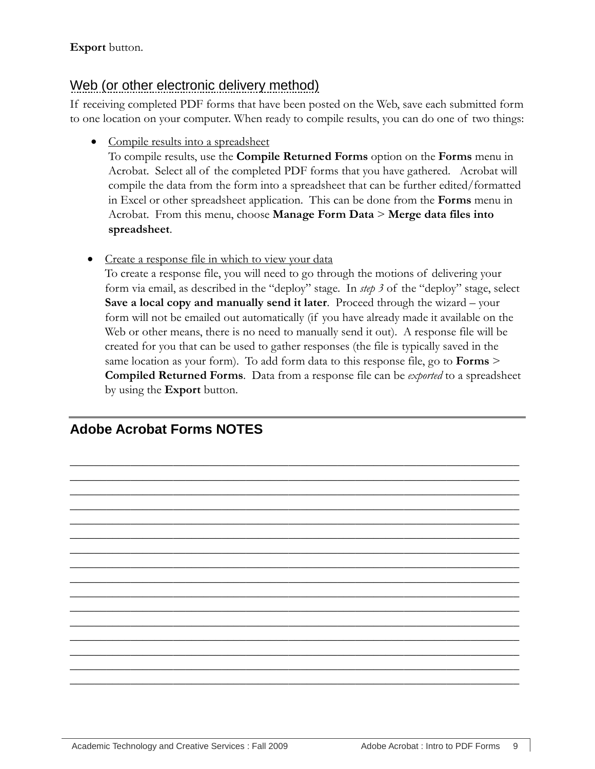**Export** button.

## Web (or other electronic delivery method)

If receiving completed PDF forms that have been posted on the Web, save each submitted form to one location on your computer. When ready to compile results, you can do one of two things:

- Compile results into a spreadsheet
  To compile results, use the **Compile Returned Forms** option on the **Forms** menu in Acrobat. Select all of the completed PDF forms that you have gathered. Acrobat will compile the data from the form into a spreadsheet that can be further edited/formatted in Excel or other spreadsheet application. This can be done from the **Forms** menu in Acrobat. From this menu, choose **Manage Form Data** > **Merge data files into spreadsheet**.

- Create a response file in which to view your data
  To create a response file, you will need to go through the motions of delivering your form via email, as described in the "deploy" stage. In *step 3* of the "deploy" stage, select **Save a local copy and manually send it later**. Proceed through the wizard – your form will not be emailed out automatically (if you have already made it available on the Web or other means, there is no need to manually send it out). A response file will be created for you that can be used to gather responses (the file is typically saved in the same location as your form). To add form data to this response file, go to **Forms** > **Compiled Returned Forms**. Data from a response file can be *exported* to a spreadsheet by using the **Export** button.

## Adobe Acrobat Forms NOTES

________________________________________________________________________________
________________________________________________________________________________
________________________________________________________________________________
________________________________________________________________________________
________________________________________________________________________________
________________________________________________________________________________
________________________________________________________________________________
________________________________________________________________________________
________________________________________________________________________________
________________________________________________________________________________
________________________________________________________________________________
________________________________________________________________________________
________________________________________________________________________________
________________________________________________________________________________
________________________________________________________________________________
________________________________________________________________________________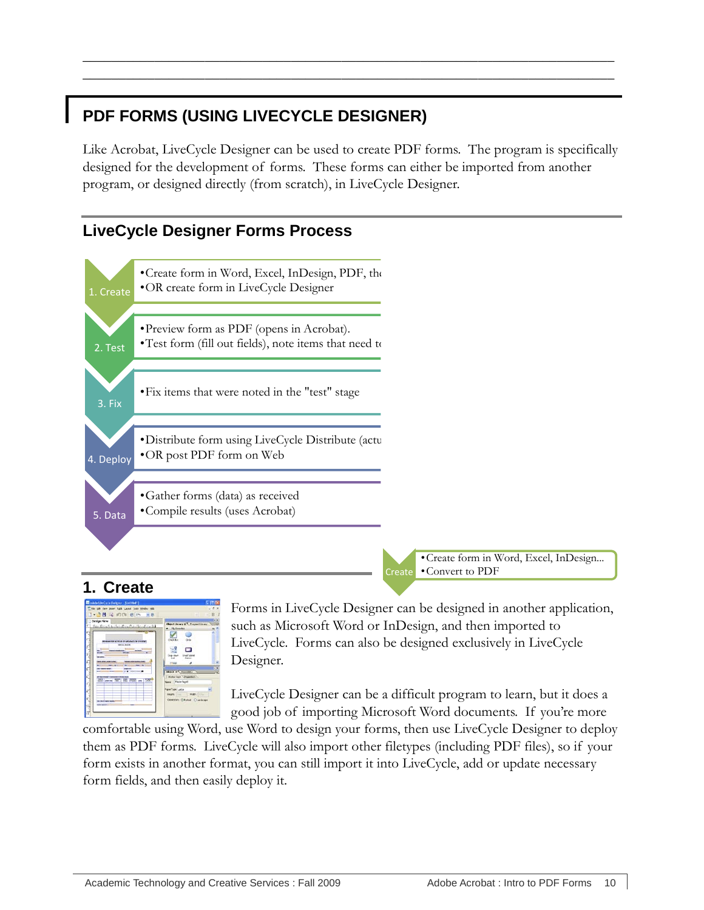# PDF FORMS (USING LIVECYCLE DESIGNER)

Like Acrobat, LiveCycle Designer can be used to create PDF forms. The program is specifically designed for the development of forms. These forms can either be imported from another program, or designed directly (from scratch), in LiveCycle Designer.

## LiveCycle Designer Forms Process

- **1. Create**
  - Create form in Word, Excel, InDesign, PDF, th
  - OR create form in LiveCycle Designer
- **2. Test**
  - Preview form as PDF (opens in Acrobat).
  - Test form (fill out fields), note items that need t
- **3. Fix**
  - Fix items that were noted in the "test" stage
- **4. Deploy**
  - Distribute form using LiveCycle Distribute (actu
  - OR post PDF form on Web
- **5. Data**
  - Gather forms (data) as received
  - Compile results (uses Acrobat)

**Create**
- Create form in Word, Excel, InDesign...
- Convert to PDF

## 1. Create

Forms in LiveCycle Designer can be designed in another application, such as Microsoft Word or InDesign, and then imported to LiveCycle. Forms can also be designed exclusively in LiveCycle Designer.

LiveCycle Designer can be a difficult program to learn, but it does a good job of importing Microsoft Word documents. If you're more comfortable using Word, use Word to design your forms, then use LiveCycle Designer to deploy them as PDF forms. LiveCycle will also import other filetypes (including PDF files), so if your form exists in another format, you can still import it into LiveCycle, add or update necessary form fields, and then easily deploy it.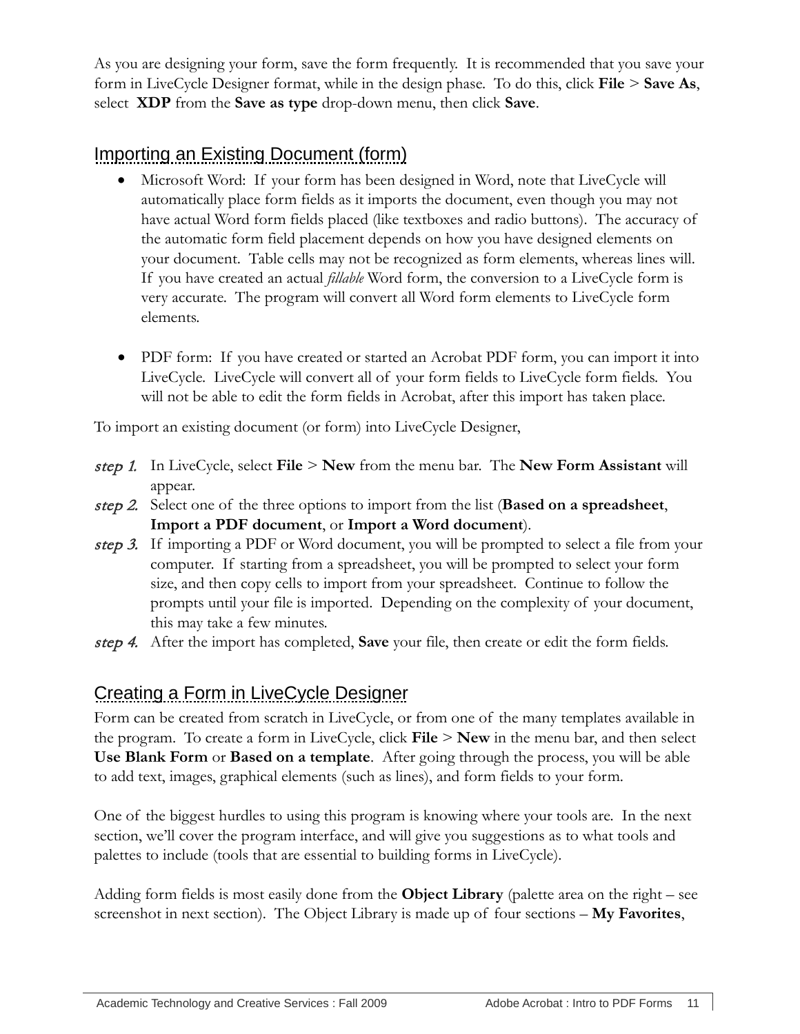As you are designing your form, save the form frequently. It is recommended that you save your form in LiveCycle Designer format, while in the design phase. To do this, click **File** > **Save As**, select **XDP** from the **Save as type** drop-down menu, then click **Save**.

## Importing an Existing Document (form)

- Microsoft Word: If your form has been designed in Word, note that LiveCycle will automatically place form fields as it imports the document, even though you may not have actual Word form fields placed (like textboxes and radio buttons). The accuracy of the automatic form field placement depends on how you have designed elements on your document. Table cells may not be recognized as form elements, whereas lines will. If you have created an actual *fillable* Word form, the conversion to a LiveCycle form is very accurate. The program will convert all Word form elements to LiveCycle form elements.

- PDF form: If you have created or started an Acrobat PDF form, you can import it into LiveCycle. LiveCycle will convert all of your form fields to LiveCycle form fields. You will not be able to edit the form fields in Acrobat, after this import has taken place.

To import an existing document (or form) into LiveCycle Designer,

*step 1.* In LiveCycle, select **File** > **New** from the menu bar. The **New Form Assistant** will appear.

*step 2.* Select one of the three options to import from the list (**Based on a spreadsheet**, **Import a PDF document**, or **Import a Word document**).

*step 3.* If importing a PDF or Word document, you will be prompted to select a file from your computer. If starting from a spreadsheet, you will be prompted to select your form size, and then copy cells to import from your spreadsheet. Continue to follow the prompts until your file is imported. Depending on the complexity of your document, this may take a few minutes.

*step 4.* After the import has completed, **Save** your file, then create or edit the form fields.

## Creating a Form in LiveCycle Designer

Form can be created from scratch in LiveCycle, or from one of the many templates available in the program. To create a form in LiveCycle, click **File** > **New** in the menu bar, and then select **Use Blank Form** or **Based on a template**. After going through the process, you will be able to add text, images, graphical elements (such as lines), and form fields to your form.

One of the biggest hurdles to using this program is knowing where your tools are. In the next section, we'll cover the program interface, and will give you suggestions as to what tools and palettes to include (tools that are essential to building forms in LiveCycle).

Adding form fields is most easily done from the **Object Library** (palette area on the right – see screenshot in next section). The Object Library is made up of four sections – **My Favorites**,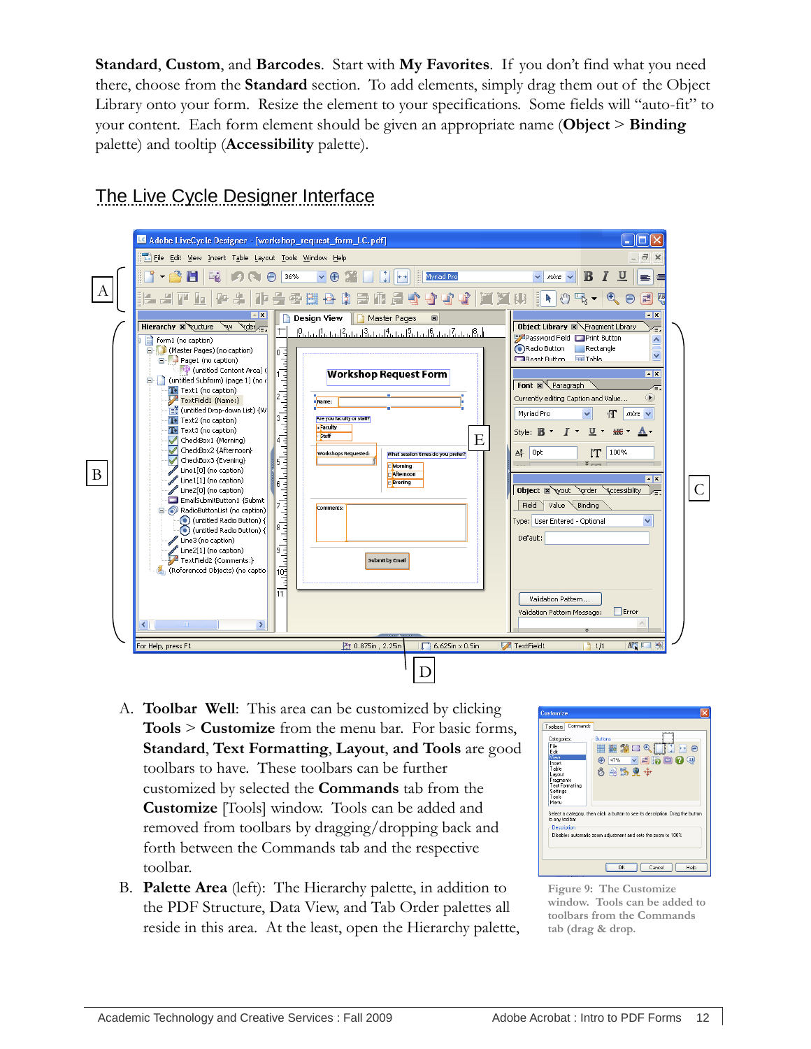**Standard**, **Custom**, and **Barcodes**. Start with **My Favorites**. If you don't find what you need there, choose from the **Standard** section. To add elements, simply drag them out of the Object Library onto your form. Resize the element to your specifications. Some fields will "auto-fit" to your content. Each form element should be given an appropriate name (**Object** > **Binding** palette) and tooltip (**Accessibility** palette).

## The Live Cycle Designer Interface

A. **Toolbar Well**: This area can be customized by clicking **Tools** > **Customize** from the menu bar. For basic forms, **Standard**, **Text Formatting**, **Layout, and Tools** are good toolbars to have. These toolbars can be further customized by selected the **Commands** tab from the **Customize** [Tools] window. Tools can be added and removed from toolbars by dragging/dropping back and forth between the Commands tab and the respective toolbar.

Figure 9: The Customize window. Tools can be added to toolbars from the Commands tab (drag & drop.

B. **Palette Area** (left): The Hierarchy palette, in addition to the PDF Structure, Data View, and Tab Order palettes all reside in this area. At the least, open the Hierarchy palette,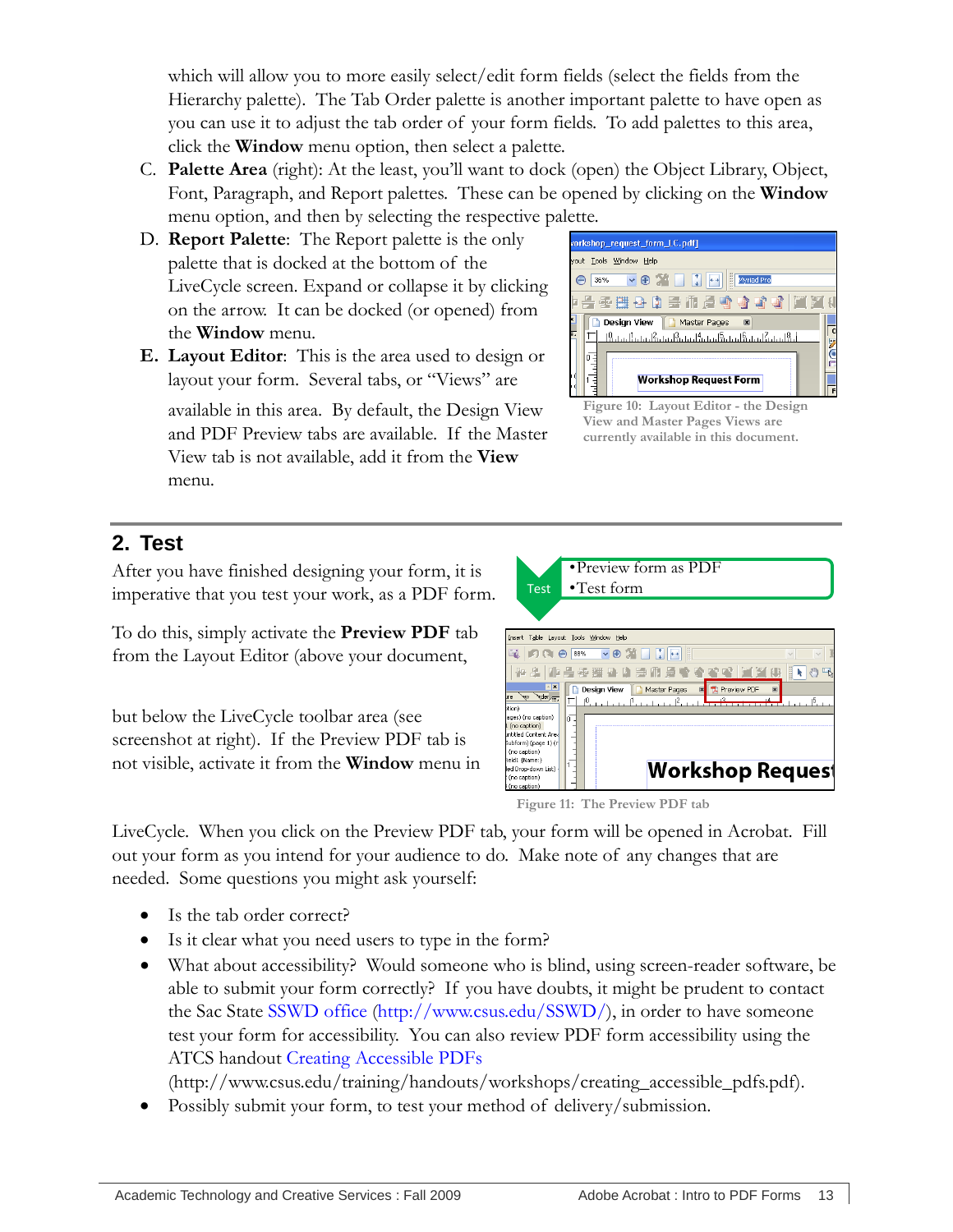which will allow you to more easily select/edit form fields (select the fields from the Hierarchy palette). The Tab Order palette is another important palette to have open as you can use it to adjust the tab order of your form fields. To add palettes to this area, click the **Window** menu option, then select a palette.

C. **Palette Area** (right): At the least, you'll want to dock (open) the Object Library, Object, Font, Paragraph, and Report palettes. These can be opened by clicking on the **Window** menu option, and then by selecting the respective palette.

D. **Report Palette**: The Report palette is the only palette that is docked at the bottom of the LiveCycle screen. Expand or collapse it by clicking on the arrow. It can be docked (or opened) from the **Window** menu.

**E. Layout Editor**: This is the area used to design or layout your form. Several tabs, or "Views" are available in this area. By default, the Design View and PDF Preview tabs are available. If the Master View tab is not available, add it from the **View** menu.

Figure 10: Layout Editor - the Design View and Master Pages Views are currently available in this document.

## 2. Test

Test
- Preview form as PDF
- Test form

After you have finished designing your form, it is imperative that you test your work, as a PDF form.

To do this, simply activate the **Preview PDF** tab from the Layout Editor (above your document, but below the LiveCycle toolbar area (see screenshot at right). If the Preview PDF tab is not visible, activate it from the **Window** menu in LiveCycle. When you click on the Preview PDF tab, your form will be opened in Acrobat. Fill out your form as you intend for your audience to do. Make note of any changes that are needed. Some questions you might ask yourself:

Figure 11: The Preview PDF tab

- Is the tab order correct?
- Is it clear what you need users to type in the form?
- What about accessibility? Would someone who is blind, using screen-reader software, be able to submit your form correctly? If you have doubts, it might be prudent to contact the Sac State SSWD office (http://www.csus.edu/SSWD/), in order to have someone test your form for accessibility. You can also review PDF form accessibility using the ATCS handout Creating Accessible PDFs (http://www.csus.edu/training/handouts/workshops/creating_accessible_pdfs.pdf).
- Possibly submit your form, to test your method of delivery/submission.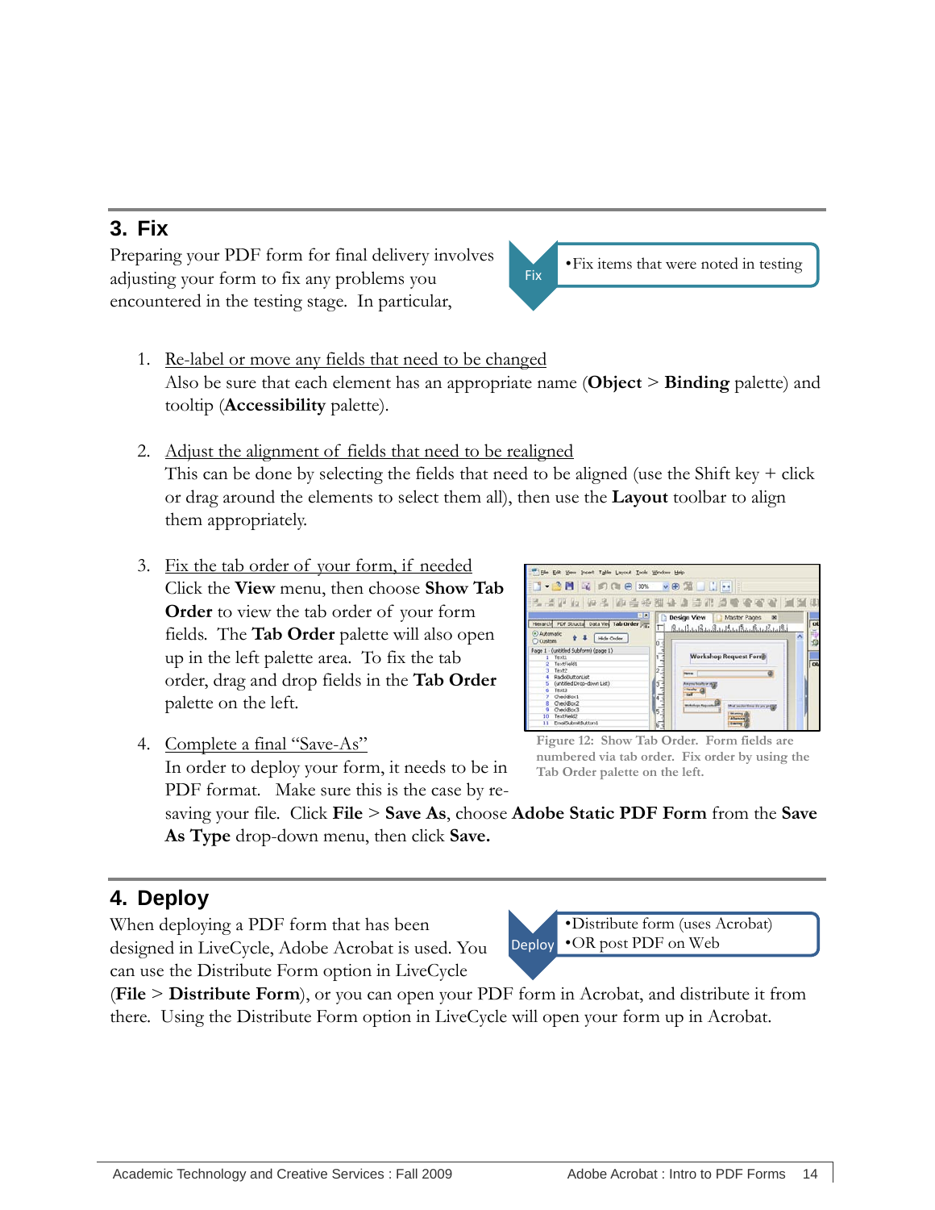## 3. Fix

Preparing your PDF form for final delivery involves adjusting your form to fix any problems you encountered in the testing stage. In particular,

Fix
- Fix items that were noted in testing

1. Re-label or move any fields that need to be changed
   Also be sure that each element has an appropriate name (**Object** > **Binding** palette) and tooltip (**Accessibility** palette).

2. Adjust the alignment of fields that need to be realigned
   This can be done by selecting the fields that need to be aligned (use the Shift key + click or drag around the elements to select them all), then use the **Layout** toolbar to align them appropriately.

3. Fix the tab order of your form, if needed
   Click the **View** menu, then choose **Show Tab Order** to view the tab order of your form fields. The **Tab Order** palette will also open up in the left palette area. To fix the tab order, drag and drop fields in the **Tab Order** palette on the left.

Figure 12: Show Tab Order. Form fields are numbered via tab order. Fix order by using the Tab Order palette on the left.

4. Complete a final "Save-As"
   In order to deploy your form, it needs to be in PDF format. Make sure this is the case by re-saving your file. Click **File** > **Save As**, choose **Adobe Static PDF Form** from the **Save As Type** drop-down menu, then click **Save.**

## 4. Deploy

Deploy
- Distribute form (uses Acrobat)
- OR post PDF on Web

When deploying a PDF form that has been designed in LiveCycle, Adobe Acrobat is used. You can use the Distribute Form option in LiveCycle (**File** > **Distribute Form**), or you can open your PDF form in Acrobat, and distribute it from there. Using the Distribute Form option in LiveCycle will open your form up in Acrobat.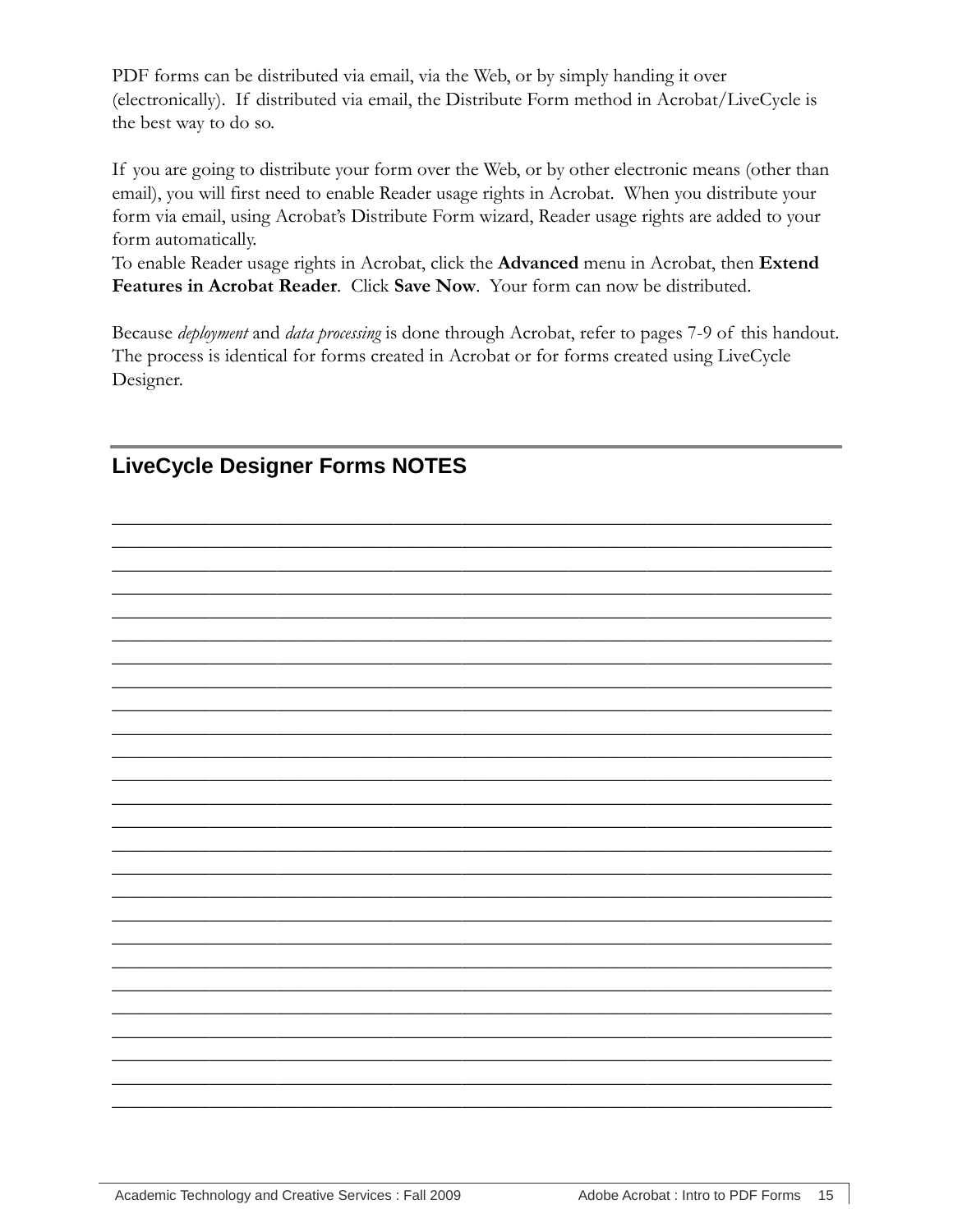PDF forms can be distributed via email, via the Web, or by simply handing it over (electronically). If distributed via email, the Distribute Form method in Acrobat/LiveCycle is the best way to do so.

If you are going to distribute your form over the Web, or by other electronic means (other than email), you will first need to enable Reader usage rights in Acrobat. When you distribute your form via email, using Acrobat's Distribute Form wizard, Reader usage rights are added to your form automatically.
To enable Reader usage rights in Acrobat, click the **Advanced** menu in Acrobat, then **Extend Features in Acrobat Reader**. Click **Save Now**. Your form can now be distributed.

Because *deployment* and *data processing* is done through Acrobat, refer to pages 7-9 of this handout. The process is identical for forms created in Acrobat or for forms created using LiveCycle Designer.

## LiveCycle Designer Forms NOTES

________________________________________________________________________
________________________________________________________________________
________________________________________________________________________
________________________________________________________________________
________________________________________________________________________
________________________________________________________________________
________________________________________________________________________
________________________________________________________________________
________________________________________________________________________
________________________________________________________________________
________________________________________________________________________
________________________________________________________________________
________________________________________________________________________
________________________________________________________________________
________________________________________________________________________
________________________________________________________________________
________________________________________________________________________
________________________________________________________________________
________________________________________________________________________
________________________________________________________________________
________________________________________________________________________
________________________________________________________________________
________________________________________________________________________
________________________________________________________________________
________________________________________________________________________
________________________________________________________________________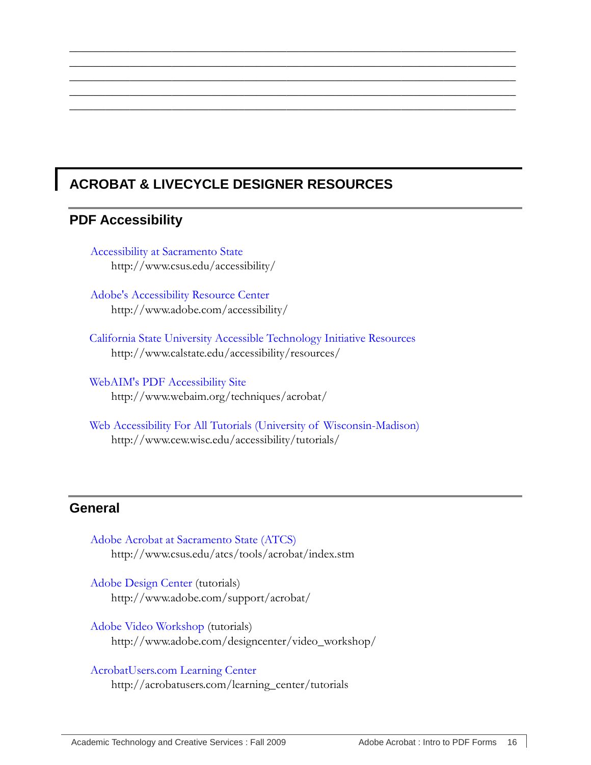______________________________________________________________________________
______________________________________________________________________________
______________________________________________________________________________
______________________________________________________________________________
______________________________________________________________________________

# ACROBAT & LIVECYCLE DESIGNER RESOURCES

## PDF Accessibility

Accessibility at Sacramento State
http://www.csus.edu/accessibility/

Adobe's Accessibility Resource Center
http://www.adobe.com/accessibility/

California State University Accessible Technology Initiative Resources
http://www.calstate.edu/accessibility/resources/

WebAIM's PDF Accessibility Site
http://www.webaim.org/techniques/acrobat/

Web Accessibility For All Tutorials (University of Wisconsin-Madison)
http://www.cew.wisc.edu/accessibility/tutorials/

## General

Adobe Acrobat at Sacramento State (ATCS)
http://www.csus.edu/atcs/tools/acrobat/index.stm

Adobe Design Center (tutorials)
http://www.adobe.com/support/acrobat/

Adobe Video Workshop (tutorials)
http://www.adobe.com/designcenter/video_workshop/

AcrobatUsers.com Learning Center
http://acrobatusers.com/learning_center/tutorials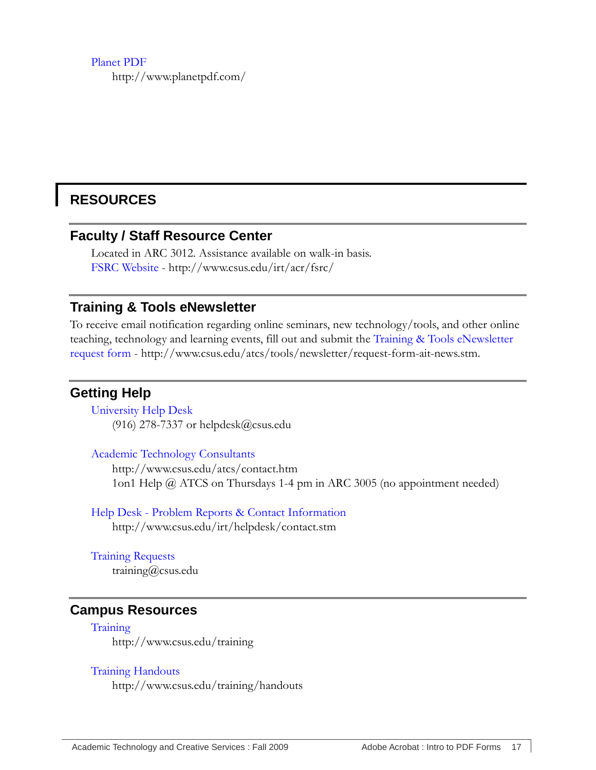Planet PDF

http://www.planetpdf.com/

## RESOURCES

### Faculty / Staff Resource Center

Located in ARC 3012. Assistance available on walk-in basis.

FSRC Website - http://www.csus.edu/irt/acr/fsrc/

### Training & Tools eNewsletter

To receive email notification regarding online seminars, new technology/tools, and other online teaching, technology and learning events, fill out and submit the Training & Tools eNewsletter request form - http://www.csus.edu/atcs/tools/newsletter/request-form-ait-news.stm.

### Getting Help

University Help Desk

(916) 278-7337 or helpdesk@csus.edu

Academic Technology Consultants

http://www.csus.edu/atcs/contact.htm

1on1 Help @ ATCS on Thursdays 1-4 pm in ARC 3005 (no appointment needed)

Help Desk - Problem Reports & Contact Information

http://www.csus.edu/irt/helpdesk/contact.stm

Training Requests

training@csus.edu

### Campus Resources

Training

http://www.csus.edu/training

Training Handouts

http://www.csus.edu/training/handouts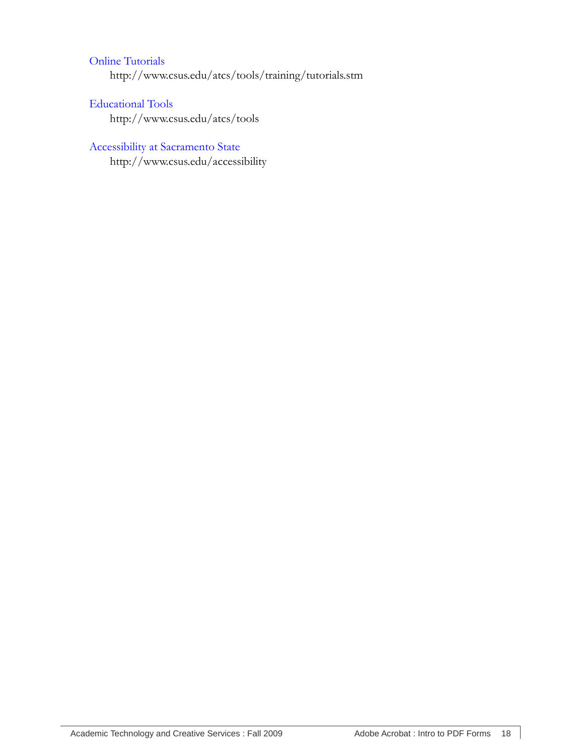Online Tutorials

http://www.csus.edu/atcs/tools/training/tutorials.stm

Educational Tools

http://www.csus.edu/atcs/tools

Accessibility at Sacramento State

http://www.csus.edu/accessibility